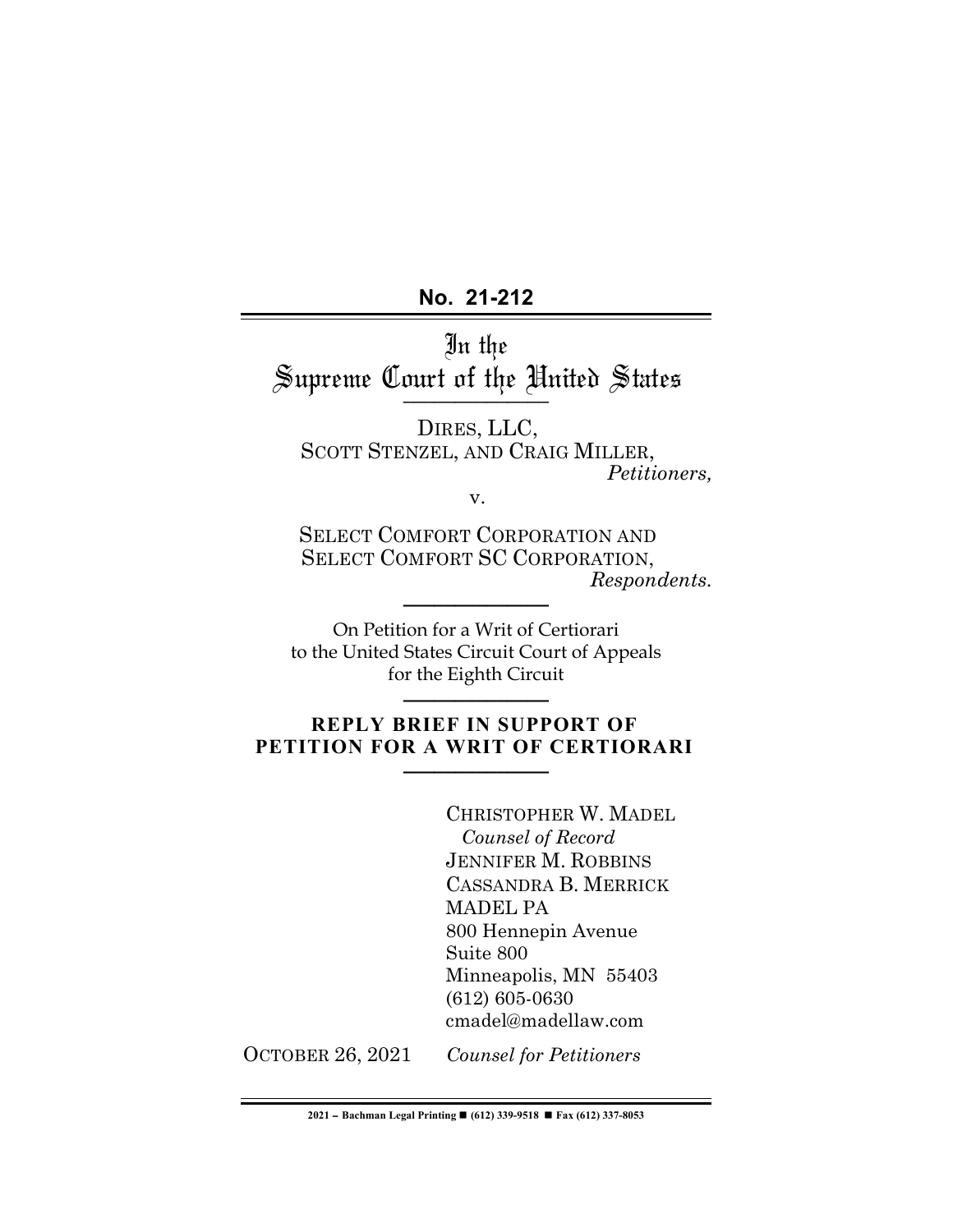**No. 21-212**

# In the Supreme Court of the United States

DIRES, LLC,
SCOTT STENZEL, AND CRAIG MILLER,
*Petitioners,*

v.

SELECT COMFORT CORPORATION AND
SELECT COMFORT SC CORPORATION,
*Respondents.*

On Petition for a Writ of Certiorari
to the United States Circuit Court of Appeals
for the Eighth Circuit

**REPLY BRIEF IN SUPPORT OF PETITION FOR A WRIT OF CERTIORARI**

CHRISTOPHER W. MADEL
*Counsel of Record*
JENNIFER M. ROBBINS
CASSANDRA B. MERRICK
MADEL PA
800 Hennepin Avenue
Suite 800
Minneapolis, MN 55403
(612) 605-0630
cmadel@madellaw.com

OCTOBER 26, 2021 *Counsel for Petitioners*

2021 – Bachman Legal Printing ■ (612) 339-9518 ■ Fax (612) 337-8053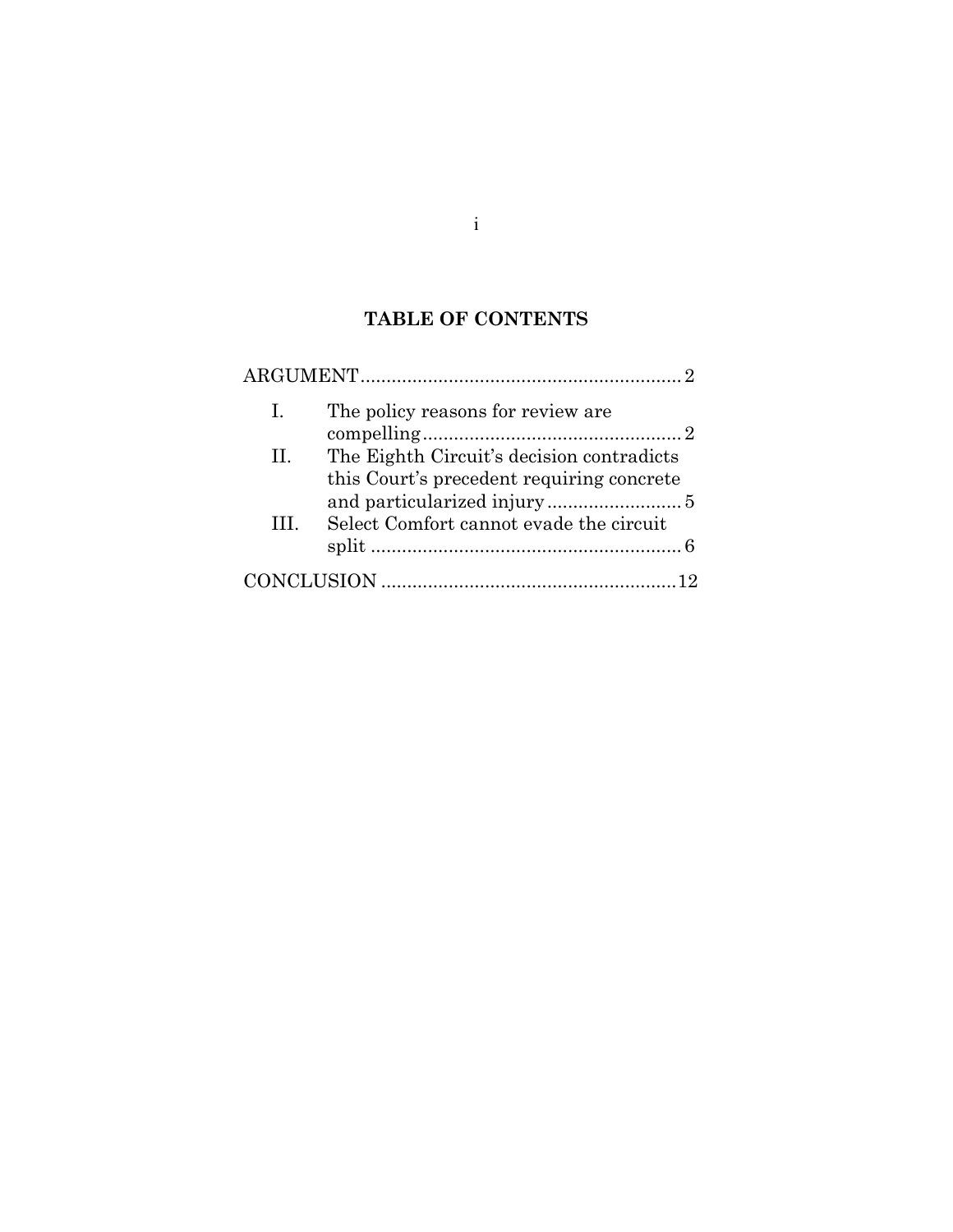## TABLE OF CONTENTS

ARGUMENT .......... 2

- I. The policy reasons for review are compelling .......... 2
- II. The Eighth Circuit's decision contradicts this Court's precedent requiring concrete and particularized injury .......... 5
- III. Select Comfort cannot evade the circuit split .......... 6

CONCLUSION .......... 12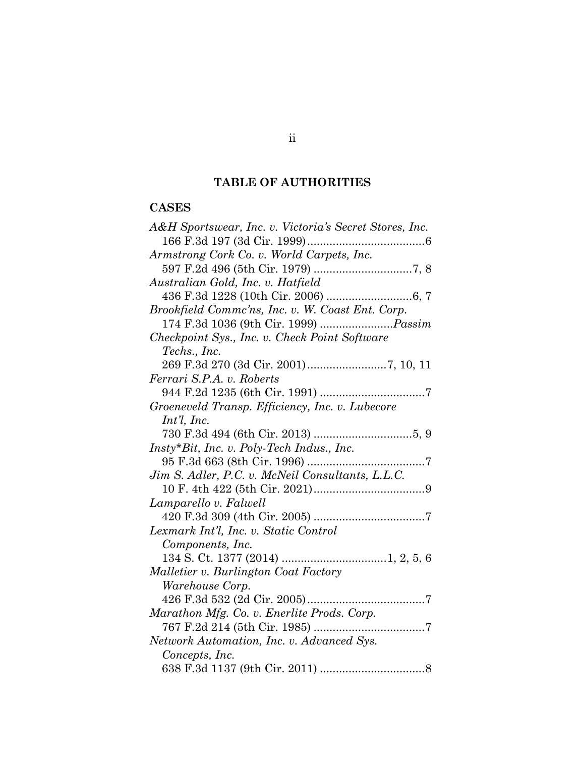## TABLE OF AUTHORITIES

### CASES

*A&H Sportswear, Inc. v. Victoria's Secret Stores, Inc.* 166 F.3d 197 (3d Cir. 1999) .....................................6

*Armstrong Cork Co. v. World Carpets, Inc.* 597 F.2d 496 (5th Cir. 1979) ...............................7, 8

*Australian Gold, Inc. v. Hatfield* 436 F.3d 1228 (10th Cir. 2006) ...........................6, 7

*Brookfield Commc'ns, Inc. v. W. Coast Ent. Corp.* 174 F.3d 1036 (9th Cir. 1999) .......................*Passim*

*Checkpoint Sys., Inc. v. Check Point Software Techs., Inc.* 269 F.3d 270 (3d Cir. 2001).........................7, 10, 11

*Ferrari S.P.A. v. Roberts* 944 F.2d 1235 (6th Cir. 1991) .................................7

*Groeneveld Transp. Efficiency, Inc. v. Lubecore Int'l, Inc.* 730 F.3d 494 (6th Cir. 2013) ...............................5, 9

*Insty*Bit, Inc. v. Poly-Tech Indus., Inc.* 95 F.3d 663 (8th Cir. 1996) .....................................7

*Jim S. Adler, P.C. v. McNeil Consultants, L.L.C.* 10 F. 4th 422 (5th Cir. 2021)...................................9

*Lamparello v. Falwell* 420 F.3d 309 (4th Cir. 2005) ...................................7

*Lexmark Int'l, Inc. v. Static Control Components, Inc.* 134 S. Ct. 1377 (2014) .................................1, 2, 5, 6

*Malletier v. Burlington Coat Factory Warehouse Corp.* 426 F.3d 532 (2d Cir. 2005).....................................7

*Marathon Mfg. Co. v. Enerlite Prods. Corp.* 767 F.2d 214 (5th Cir. 1985) ...................................7

*Network Automation, Inc. v. Advanced Sys. Concepts, Inc.* 638 F.3d 1137 (9th Cir. 2011) .................................8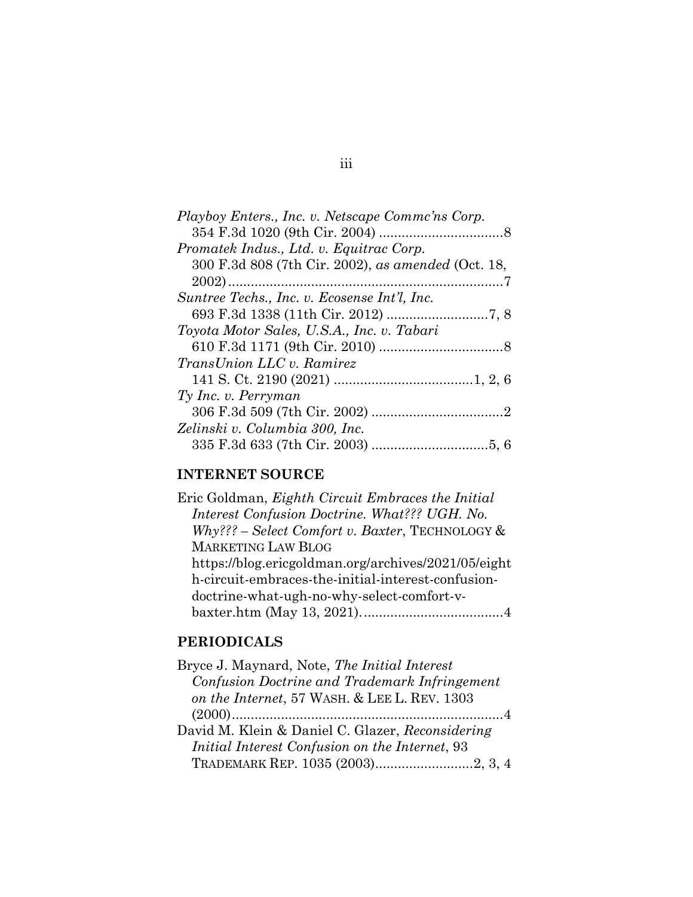*Playboy Enters., Inc. v. Netscape Commc'ns Corp.*
354 F.3d 1020 (9th Cir. 2004) ....................................8

*Promatek Indus., Ltd. v. Equitrac Corp.*
300 F.3d 808 (7th Cir. 2002), *as amended* (Oct. 18, 2002)..........................................................................7

*Suntree Techs., Inc. v. Ecosense Int'l, Inc.*
693 F.3d 1338 (11th Cir. 2012) ...........................7, 8

*Toyota Motor Sales, U.S.A., Inc. v. Tabari*
610 F.3d 1171 (9th Cir. 2010) ....................................8

*TransUnion LLC v. Ramirez*
141 S. Ct. 2190 (2021) .....................................1, 2, 6

*Ty Inc. v. Perryman*
306 F.3d 509 (7th Cir. 2002) ....................................2

*Zelinski v. Columbia 300, Inc.*
335 F.3d 633 (7th Cir. 2003) ...............................5, 6

## INTERNET SOURCE

Eric Goldman, *Eighth Circuit Embraces the Initial Interest Confusion Doctrine. What??? UGH. No. Why??? – Select Comfort v. Baxter*, TECHNOLOGY & MARKETING LAW BLOG https://blog.ericgoldman.org/archives/2021/05/eighth-circuit-embraces-the-initial-interest-confusion-doctrine-what-ugh-no-why-select-comfort-v-baxter.htm (May 13, 2021)......................................4

## PERIODICALS

Bryce J. Maynard, Note, *The Initial Interest Confusion Doctrine and Trademark Infringement on the Internet*, 57 WASH. & LEE L. REV. 1303 (2000)........................................................................4

David M. Klein & Daniel C. Glazer, *Reconsidering Initial Interest Confusion on the Internet*, 93 TRADEMARK REP. 1035 (2003)..........................2, 3, 4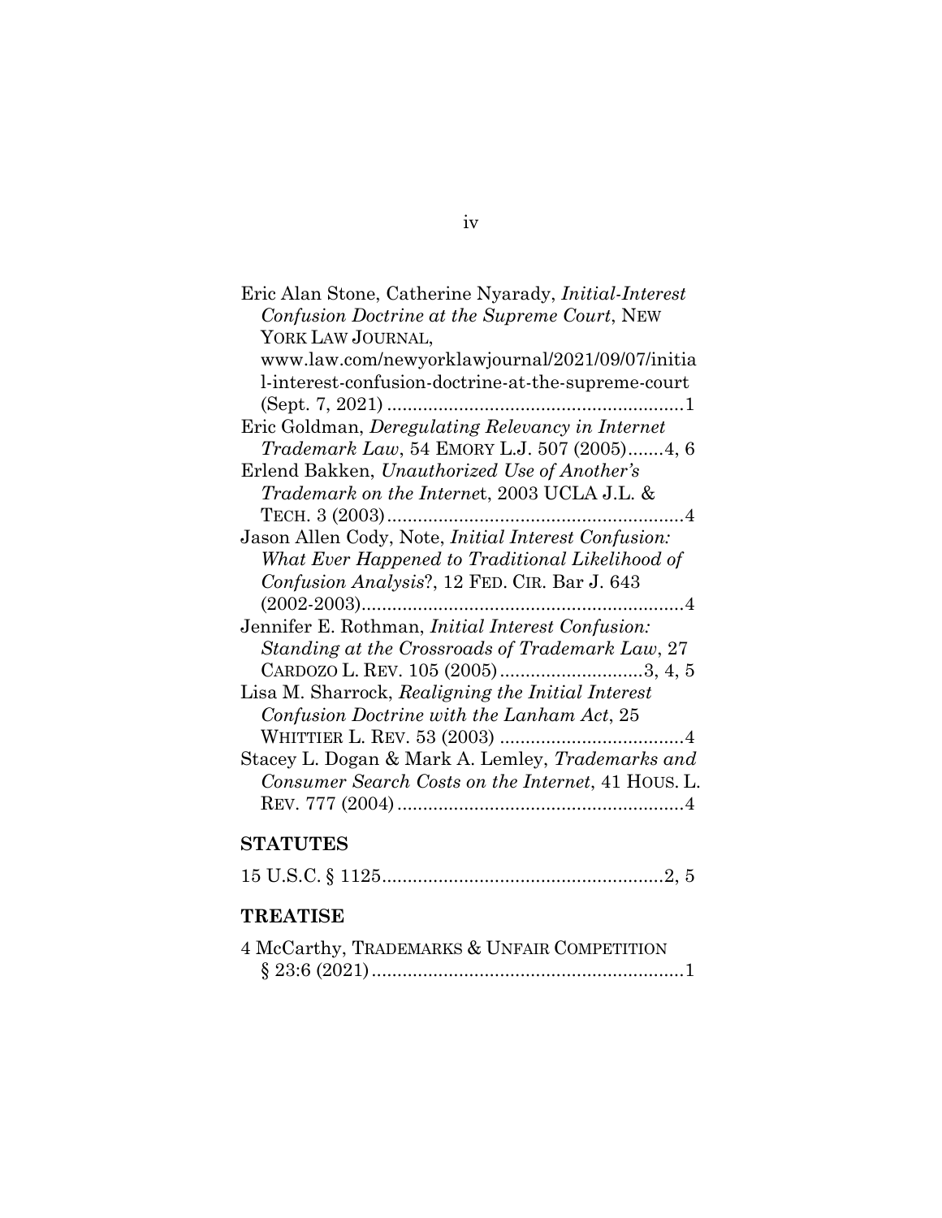Eric Alan Stone, Catherine Nyarady, *Initial-Interest Confusion Doctrine at the Supreme Court*, NEW YORK LAW JOURNAL, www.law.com/newyorklawjournal/2021/09/07/initial-interest-confusion-doctrine-at-the-supreme-court (Sept. 7, 2021) ..........................................................1

Eric Goldman, *Deregulating Relevancy in Internet Trademark Law*, 54 EMORY L.J. 507 (2005).......4, 6

Erlend Bakken, *Unauthorized Use of Another's Trademark on the Internet*, 2003 UCLA J.L. & TECH. 3 (2003)..........................................................4

Jason Allen Cody, Note, *Initial Interest Confusion: What Ever Happened to Traditional Likelihood of Confusion Analysis*?, 12 FED. CIR. Bar J. 643 (2002-2003)...............................................................4

Jennifer E. Rothman, *Initial Interest Confusion: Standing at the Crossroads of Trademark Law*, 27 CARDOZO L. REV. 105 (2005)............................3, 4, 5

Lisa M. Sharrock, *Realigning the Initial Interest Confusion Doctrine with the Lanham Act*, 25 WHITTIER L. REV. 53 (2003) ....................................4

Stacey L. Dogan & Mark A. Lemley, *Trademarks and Consumer Search Costs on the Internet*, 41 HOUS. L. REV. 777 (2004)........................................................4

## STATUTES

15 U.S.C. § 1125.......................................................2, 5

## TREATISE

4 McCarthy, TRADEMARKS & UNFAIR COMPETITION § 23:6 (2021)............................................................1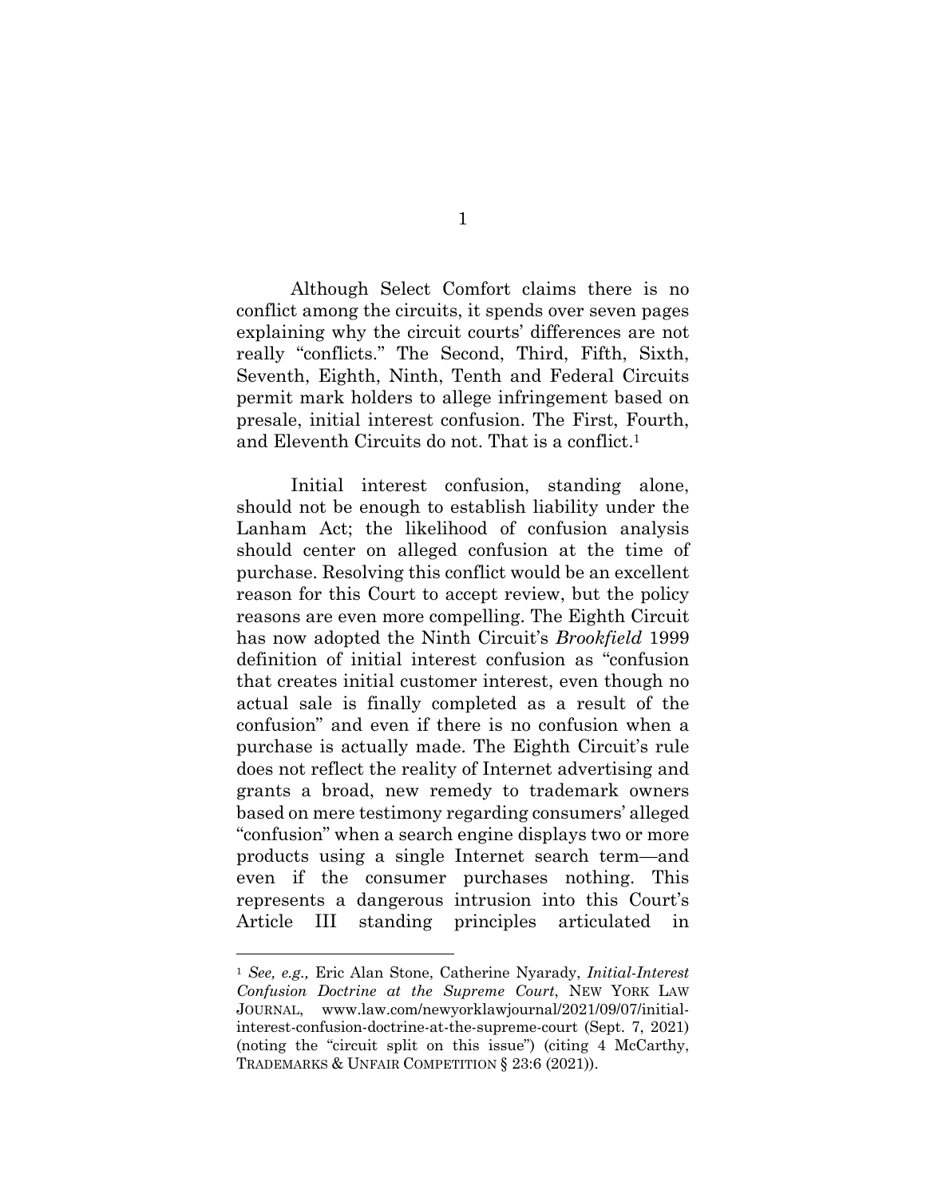Although Select Comfort claims there is no conflict among the circuits, it spends over seven pages explaining why the circuit courts' differences are not really "conflicts." The Second, Third, Fifth, Sixth, Seventh, Eighth, Ninth, Tenth and Federal Circuits permit mark holders to allege infringement based on presale, initial interest confusion. The First, Fourth, and Eleventh Circuits do not. That is a conflict.[1]

Initial interest confusion, standing alone, should not be enough to establish liability under the Lanham Act; the likelihood of confusion analysis should center on alleged confusion at the time of purchase. Resolving this conflict would be an excellent reason for this Court to accept review, but the policy reasons are even more compelling. The Eighth Circuit has now adopted the Ninth Circuit's *Brookfield* 1999 definition of initial interest confusion as "confusion that creates initial customer interest, even though no actual sale is finally completed as a result of the confusion" and even if there is no confusion when a purchase is actually made. The Eighth Circuit's rule does not reflect the reality of Internet advertising and grants a broad, new remedy to trademark owners based on mere testimony regarding consumers' alleged "confusion" when a search engine displays two or more products using a single Internet search term—and even if the consumer purchases nothing. This represents a dangerous intrusion into this Court's Article III standing principles articulated in

---

[1] *See, e.g.,* Eric Alan Stone, Catherine Nyarady, *Initial-Interest Confusion Doctrine at the Supreme Court*, NEW YORK LAW JOURNAL, www.law.com/newyorklawjournal/2021/09/07/initial-interest-confusion-doctrine-at-the-supreme-court (Sept. 7, 2021) (noting the "circuit split on this issue") (citing 4 McCarthy, TRADEMARKS & UNFAIR COMPETITION § 23:6 (2021)).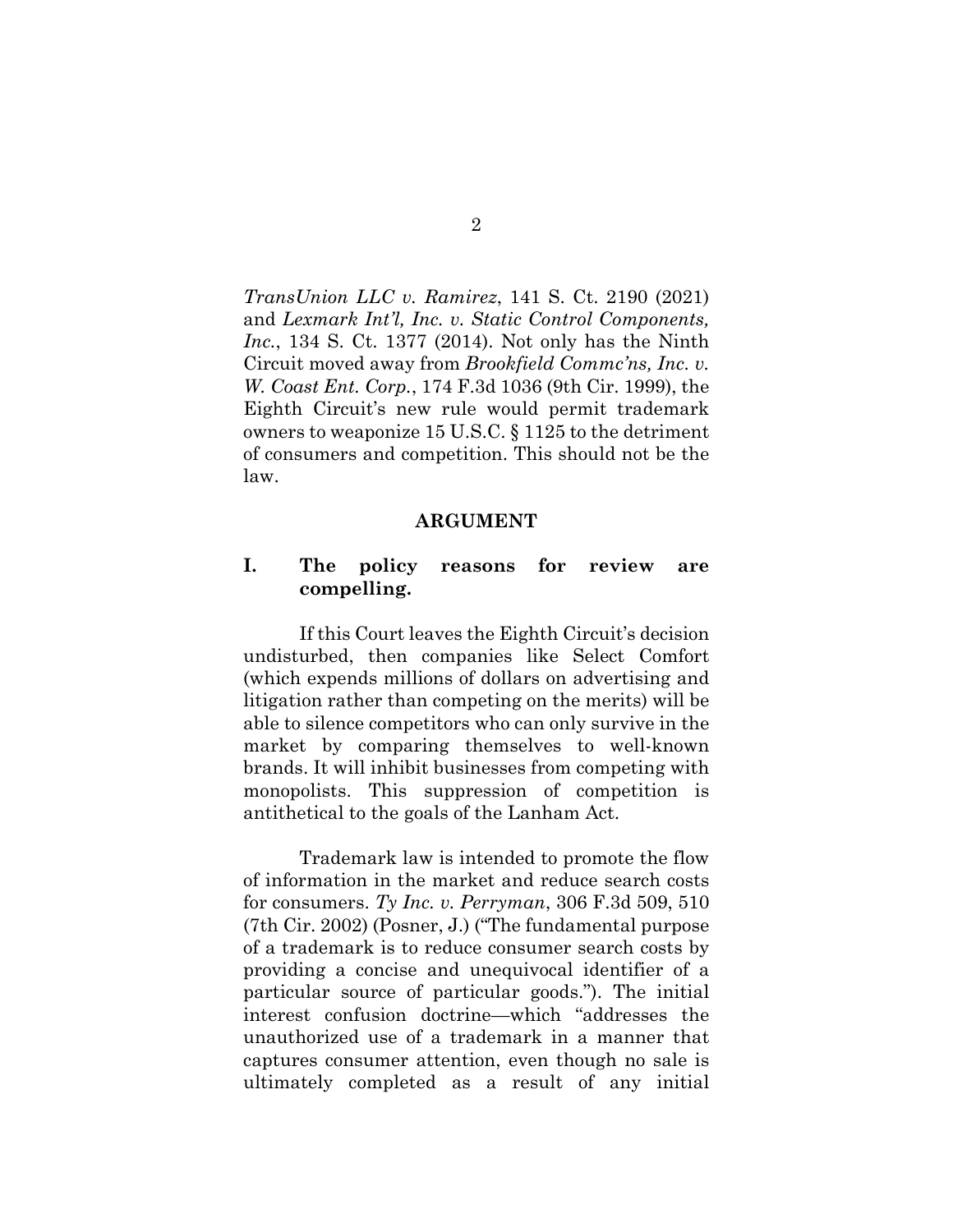*TransUnion LLC v. Ramirez*, 141 S. Ct. 2190 (2021) and *Lexmark Int'l, Inc. v. Static Control Components, Inc.*, 134 S. Ct. 1377 (2014). Not only has the Ninth Circuit moved away from *Brookfield Commc'ns, Inc. v. W. Coast Ent. Corp.*, 174 F.3d 1036 (9th Cir. 1999), the Eighth Circuit's new rule would permit trademark owners to weaponize 15 U.S.C. § 1125 to the detriment of consumers and competition. This should not be the law.

## ARGUMENT

### I. The policy reasons for review are compelling.

If this Court leaves the Eighth Circuit's decision undisturbed, then companies like Select Comfort (which expends millions of dollars on advertising and litigation rather than competing on the merits) will be able to silence competitors who can only survive in the market by comparing themselves to well-known brands. It will inhibit businesses from competing with monopolists. This suppression of competition is antithetical to the goals of the Lanham Act.

Trademark law is intended to promote the flow of information in the market and reduce search costs for consumers. *Ty Inc. v. Perryman*, 306 F.3d 509, 510 (7th Cir. 2002) (Posner, J.) ("The fundamental purpose of a trademark is to reduce consumer search costs by providing a concise and unequivocal identifier of a particular source of particular goods."). The initial interest confusion doctrine—which "addresses the unauthorized use of a trademark in a manner that captures consumer attention, even though no sale is ultimately completed as a result of any initial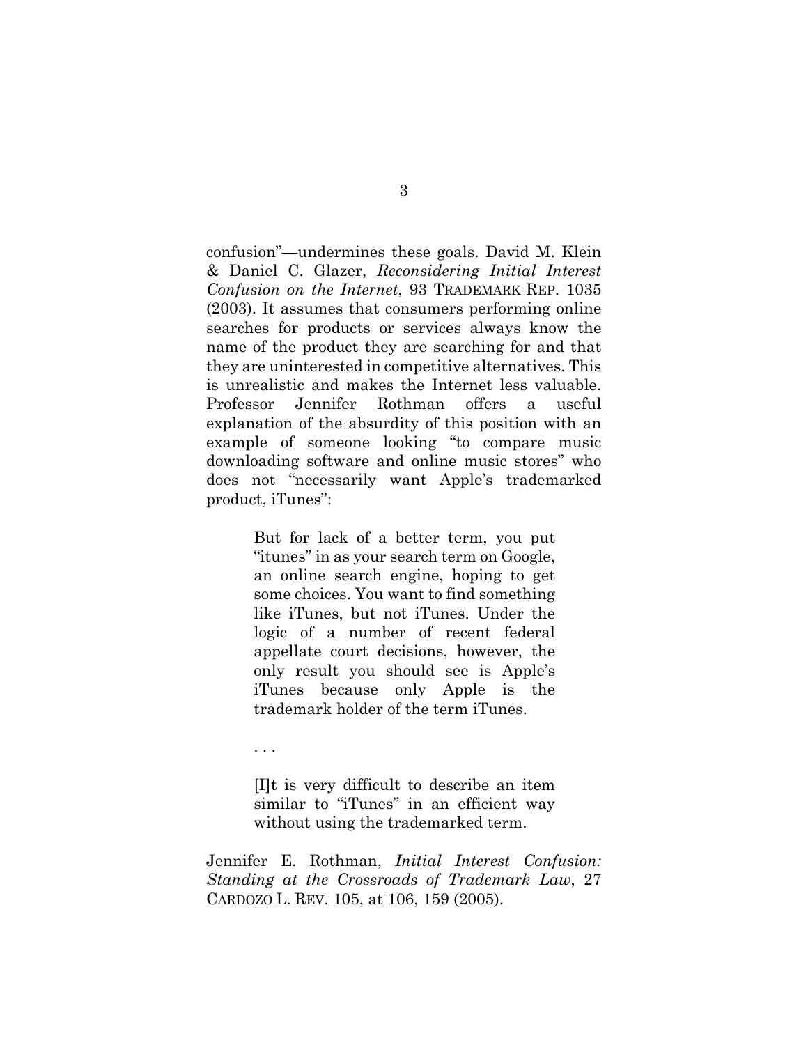confusion"—undermines these goals. David M. Klein & Daniel C. Glazer, *Reconsidering Initial Interest Confusion on the Internet*, 93 TRADEMARK REP. 1035 (2003). It assumes that consumers performing online searches for products or services always know the name of the product they are searching for and that they are uninterested in competitive alternatives. This is unrealistic and makes the Internet less valuable. Professor Jennifer Rothman offers a useful explanation of the absurdity of this position with an example of someone looking "to compare music downloading software and online music stores" who does not "necessarily want Apple's trademarked product, iTunes":

> But for lack of a better term, you put "itunes" in as your search term on Google, an online search engine, hoping to get some choices. You want to find something like iTunes, but not iTunes. Under the logic of a number of recent federal appellate court decisions, however, the only result you should see is Apple's iTunes because only Apple is the trademark holder of the term iTunes.
>
> . . .
>
> [I]t is very difficult to describe an item similar to "iTunes" in an efficient way without using the trademarked term.

Jennifer E. Rothman, *Initial Interest Confusion: Standing at the Crossroads of Trademark Law*, 27 CARDOZO L. REV. 105, at 106, 159 (2005).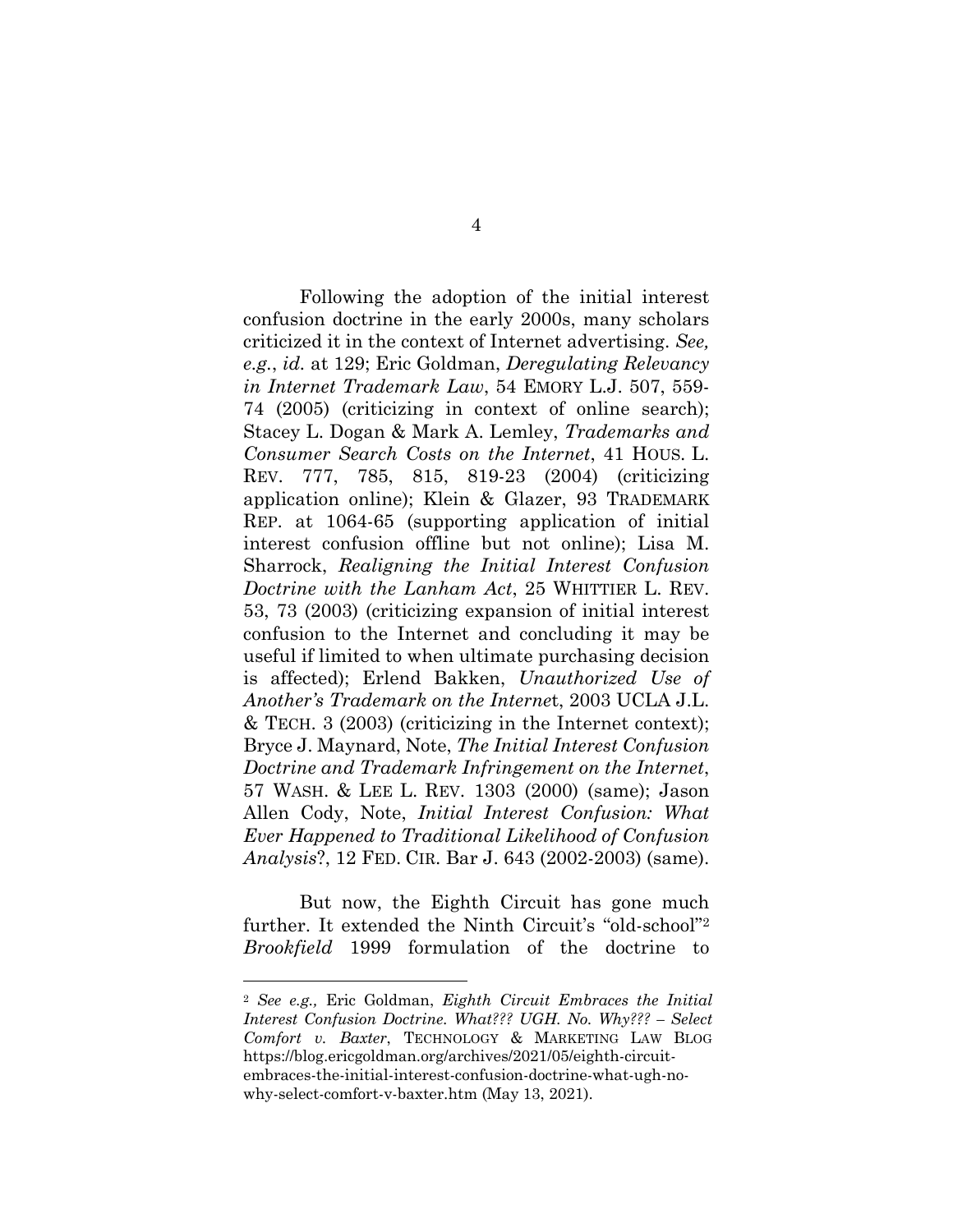Following the adoption of the initial interest confusion doctrine in the early 2000s, many scholars criticized it in the context of Internet advertising. *See, e.g.*, *id.* at 129; Eric Goldman, *Deregulating Relevancy in Internet Trademark Law*, 54 EMORY L.J. 507, 559-74 (2005) (criticizing in context of online search); Stacey L. Dogan & Mark A. Lemley, *Trademarks and Consumer Search Costs on the Internet*, 41 HOUS. L. REV. 777, 785, 815, 819-23 (2004) (criticizing application online); Klein & Glazer, 93 TRADEMARK REP. at 1064-65 (supporting application of initial interest confusion offline but not online); Lisa M. Sharrock, *Realigning the Initial Interest Confusion Doctrine with the Lanham Act*, 25 WHITTIER L. REV. 53, 73 (2003) (criticizing expansion of initial interest confusion to the Internet and concluding it may be useful if limited to when ultimate purchasing decision is affected); Erlend Bakken, *Unauthorized Use of Another's Trademark on the Internet*, 2003 UCLA J.L. & TECH. 3 (2003) (criticizing in the Internet context); Bryce J. Maynard, Note, *The Initial Interest Confusion Doctrine and Trademark Infringement on the Internet*, 57 WASH. & LEE L. REV. 1303 (2000) (same); Jason Allen Cody, Note, *Initial Interest Confusion: What Ever Happened to Traditional Likelihood of Confusion Analysis*?, 12 FED. CIR. Bar J. 643 (2002-2003) (same).

But now, the Eighth Circuit has gone much further. It extended the Ninth Circuit's "old-school"[2] *Brookfield* 1999 formulation of the doctrine to

---

[2] *See e.g.,* Eric Goldman, *Eighth Circuit Embraces the Initial Interest Confusion Doctrine. What??? UGH. No. Why??? – Select Comfort v. Baxter*, TECHNOLOGY & MARKETING LAW BLOG https://blog.ericgoldman.org/archives/2021/05/eighth-circuit-embraces-the-initial-interest-confusion-doctrine-what-ugh-no-why-select-comfort-v-baxter.htm (May 13, 2021).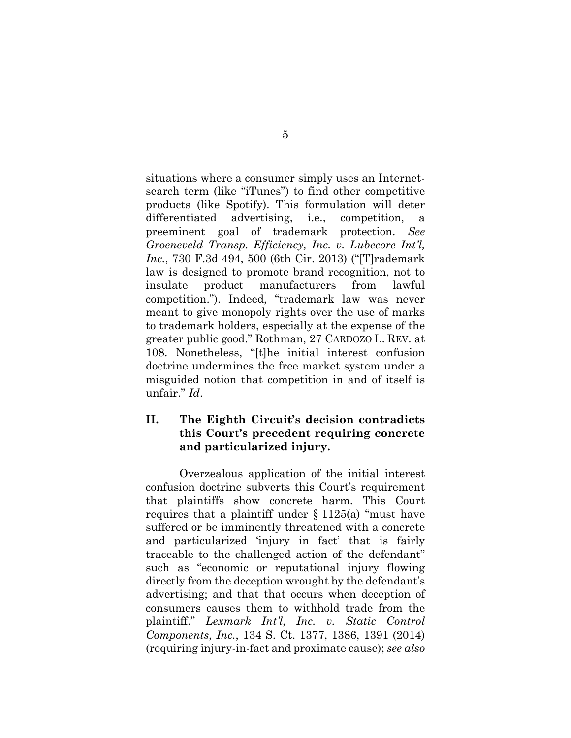situations where a consumer simply uses an Internet-search term (like "iTunes") to find other competitive products (like Spotify). This formulation will deter differentiated advertising, i.e., competition, a preeminent goal of trademark protection. *See Groeneveld Transp. Efficiency, Inc. v. Lubecore Int'l, Inc.*, 730 F.3d 494, 500 (6th Cir. 2013) ("[T]rademark law is designed to promote brand recognition, not to insulate product manufacturers from lawful competition."). Indeed, "trademark law was never meant to give monopoly rights over the use of marks to trademark holders, especially at the expense of the greater public good." Rothman, 27 CARDOZO L. REV. at 108. Nonetheless, "[t]he initial interest confusion doctrine undermines the free market system under a misguided notion that competition in and of itself is unfair." *Id*.

## II. The Eighth Circuit's decision contradicts this Court's precedent requiring concrete and particularized injury.

Overzealous application of the initial interest confusion doctrine subverts this Court's requirement that plaintiffs show concrete harm. This Court requires that a plaintiff under § 1125(a) "must have suffered or be imminently threatened with a concrete and particularized 'injury in fact' that is fairly traceable to the challenged action of the defendant" such as "economic or reputational injury flowing directly from the deception wrought by the defendant's advertising; and that that occurs when deception of consumers causes them to withhold trade from the plaintiff." *Lexmark Int'l, Inc. v. Static Control Components, Inc.*, 134 S. Ct. 1377, 1386, 1391 (2014) (requiring injury-in-fact and proximate cause); *see also*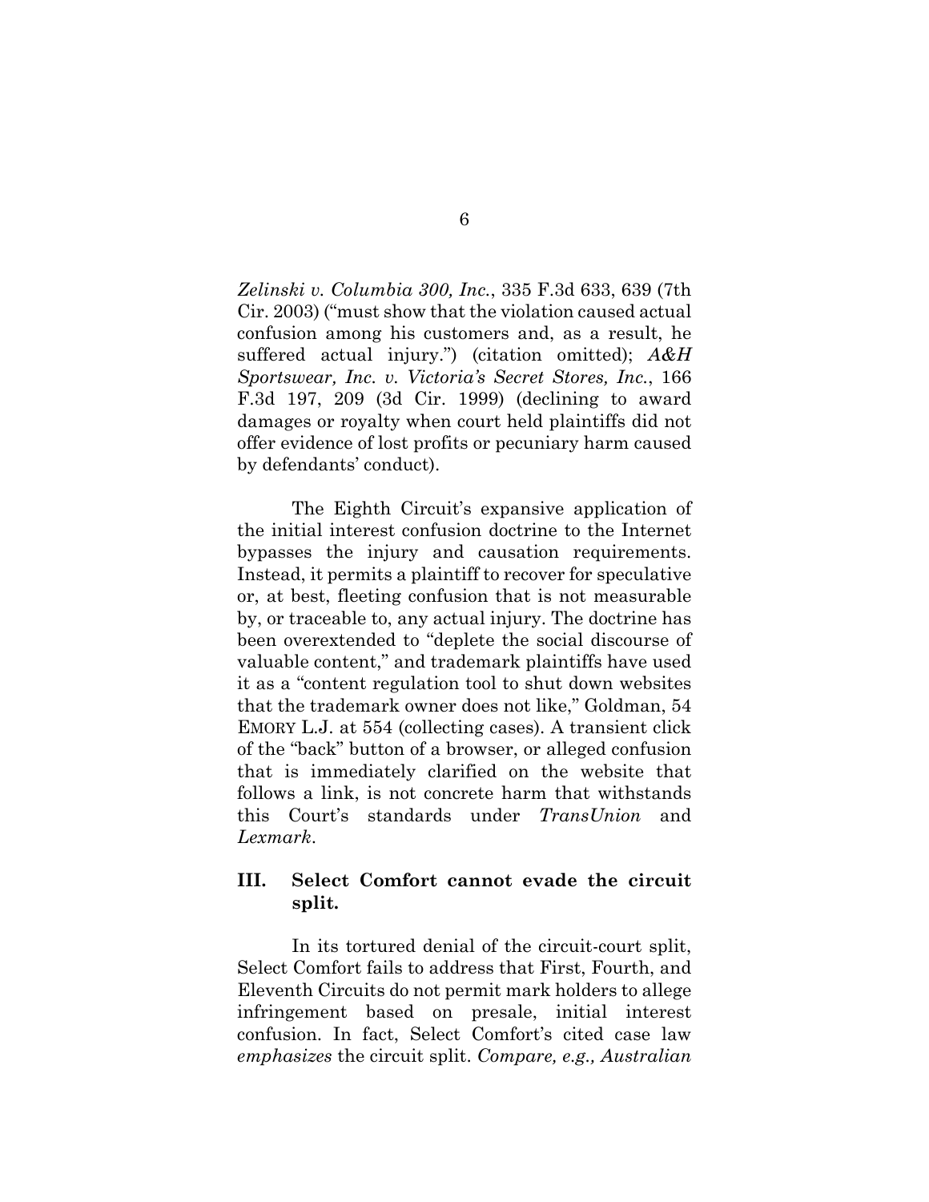*Zelinski v. Columbia 300, Inc.*, 335 F.3d 633, 639 (7th Cir. 2003) ("must show that the violation caused actual confusion among his customers and, as a result, he suffered actual injury.") (citation omitted); *A&H Sportswear, Inc. v. Victoria's Secret Stores, Inc.*, 166 F.3d 197, 209 (3d Cir. 1999) (declining to award damages or royalty when court held plaintiffs did not offer evidence of lost profits or pecuniary harm caused by defendants' conduct).

The Eighth Circuit's expansive application of the initial interest confusion doctrine to the Internet bypasses the injury and causation requirements. Instead, it permits a plaintiff to recover for speculative or, at best, fleeting confusion that is not measurable by, or traceable to, any actual injury. The doctrine has been overextended to "deplete the social discourse of valuable content," and trademark plaintiffs have used it as a "content regulation tool to shut down websites that the trademark owner does not like," Goldman, 54 EMORY L.J. at 554 (collecting cases). A transient click of the "back" button of a browser, or alleged confusion that is immediately clarified on the website that follows a link, is not concrete harm that withstands this Court's standards under *TransUnion* and *Lexmark*.

## III. Select Comfort cannot evade the circuit split.

In its tortured denial of the circuit-court split, Select Comfort fails to address that First, Fourth, and Eleventh Circuits do not permit mark holders to allege infringement based on presale, initial interest confusion. In fact, Select Comfort's cited case law *emphasizes* the circuit split. *Compare, e.g., Australian*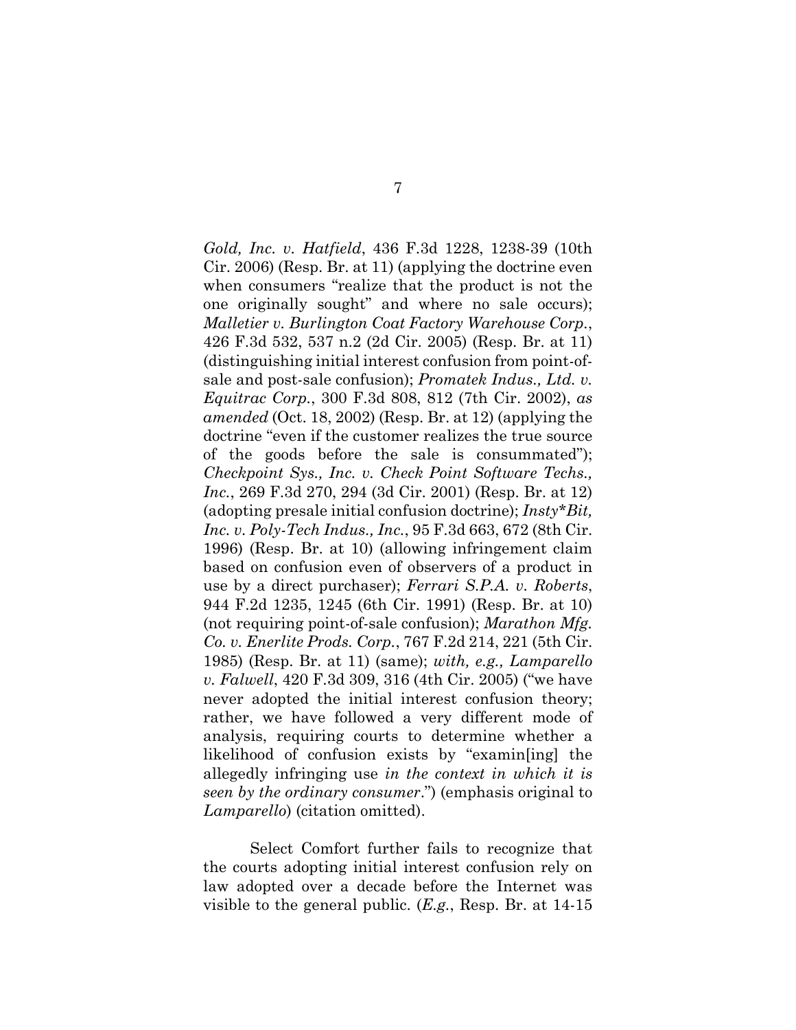*Gold, Inc. v. Hatfield*, 436 F.3d 1228, 1238-39 (10th Cir. 2006) (Resp. Br. at 11) (applying the doctrine even when consumers "realize that the product is not the one originally sought" and where no sale occurs); *Malletier v. Burlington Coat Factory Warehouse Corp.*, 426 F.3d 532, 537 n.2 (2d Cir. 2005) (Resp. Br. at 11) (distinguishing initial interest confusion from point-of-sale and post-sale confusion); *Promatek Indus., Ltd. v. Equitrac Corp.*, 300 F.3d 808, 812 (7th Cir. 2002), *as amended* (Oct. 18, 2002) (Resp. Br. at 12) (applying the doctrine "even if the customer realizes the true source of the goods before the sale is consummated"); *Checkpoint Sys., Inc. v. Check Point Software Techs., Inc.*, 269 F.3d 270, 294 (3d Cir. 2001) (Resp. Br. at 12) (adopting presale initial confusion doctrine); *Insty*Bit, Inc. v. Poly-Tech Indus., Inc.*, 95 F.3d 663, 672 (8th Cir. 1996) (Resp. Br. at 10) (allowing infringement claim based on confusion even of observers of a product in use by a direct purchaser); *Ferrari S.P.A. v. Roberts*, 944 F.2d 1235, 1245 (6th Cir. 1991) (Resp. Br. at 10) (not requiring point-of-sale confusion); *Marathon Mfg. Co. v. Enerlite Prods. Corp.*, 767 F.2d 214, 221 (5th Cir. 1985) (Resp. Br. at 11) (same); *with, e.g., Lamparello v. Falwell*, 420 F.3d 309, 316 (4th Cir. 2005) ("we have never adopted the initial interest confusion theory; rather, we have followed a very different mode of analysis, requiring courts to determine whether a likelihood of confusion exists by "examin[ing] the allegedly infringing use *in the context in which it is seen by the ordinary consumer*.") (emphasis original to *Lamparello*) (citation omitted).

Select Comfort further fails to recognize that the courts adopting initial interest confusion rely on law adopted over a decade before the Internet was visible to the general public. (*E.g.*, Resp. Br. at 14-15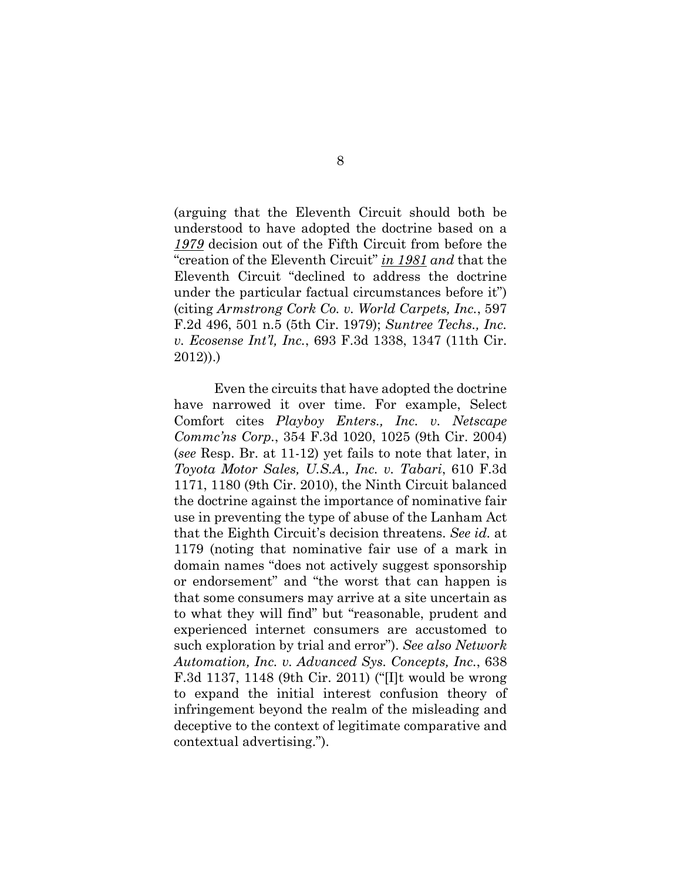(arguing that the Eleventh Circuit should both be understood to have adopted the doctrine based on a ***1979*** decision out of the Fifth Circuit from before the "creation of the Eleventh Circuit" ***in 1981*** *and* that the Eleventh Circuit "declined to address the doctrine under the particular factual circumstances before it") (citing *Armstrong Cork Co. v. World Carpets, Inc.*, 597 F.2d 496, 501 n.5 (5th Cir. 1979); *Suntree Techs., Inc. v. Ecosense Int'l, Inc.*, 693 F.3d 1338, 1347 (11th Cir. 2012)).)

Even the circuits that have adopted the doctrine have narrowed it over time. For example, Select Comfort cites *Playboy Enters., Inc. v. Netscape Commc'ns Corp.*, 354 F.3d 1020, 1025 (9th Cir. 2004) (*see* Resp. Br. at 11-12) yet fails to note that later, in *Toyota Motor Sales, U.S.A., Inc. v. Tabari*, 610 F.3d 1171, 1180 (9th Cir. 2010), the Ninth Circuit balanced the doctrine against the importance of nominative fair use in preventing the type of abuse of the Lanham Act that the Eighth Circuit's decision threatens. *See id.* at 1179 (noting that nominative fair use of a mark in domain names "does not actively suggest sponsorship or endorsement" and "the worst that can happen is that some consumers may arrive at a site uncertain as to what they will find" but "reasonable, prudent and experienced internet consumers are accustomed to such exploration by trial and error"). *See also Network Automation, Inc. v. Advanced Sys. Concepts, Inc.*, 638 F.3d 1137, 1148 (9th Cir. 2011) ("[I]t would be wrong to expand the initial interest confusion theory of infringement beyond the realm of the misleading and deceptive to the context of legitimate comparative and contextual advertising.").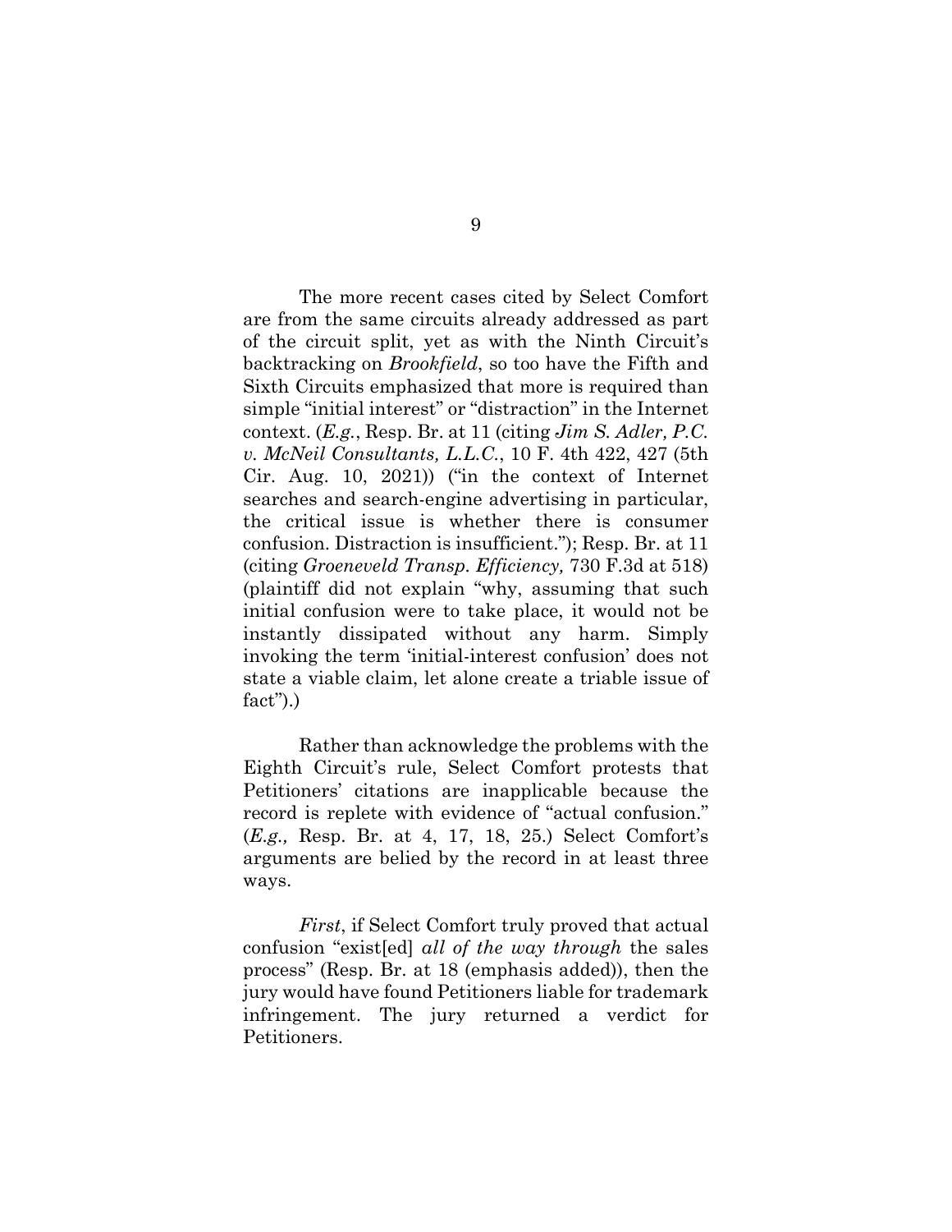The more recent cases cited by Select Comfort are from the same circuits already addressed as part of the circuit split, yet as with the Ninth Circuit's backtracking on *Brookfield*, so too have the Fifth and Sixth Circuits emphasized that more is required than simple "initial interest" or "distraction" in the Internet context. (*E.g.*, Resp. Br. at 11 (citing *Jim S. Adler, P.C. v. McNeil Consultants, L.L.C.*, 10 F. 4th 422, 427 (5th Cir. Aug. 10, 2021)) ("in the context of Internet searches and search-engine advertising in particular, the critical issue is whether there is consumer confusion. Distraction is insufficient."); Resp. Br. at 11 (citing *Groeneveld Transp. Efficiency,* 730 F.3d at 518) (plaintiff did not explain "why, assuming that such initial confusion were to take place, it would not be instantly dissipated without any harm. Simply invoking the term 'initial-interest confusion' does not state a viable claim, let alone create a triable issue of fact").)

Rather than acknowledge the problems with the Eighth Circuit's rule, Select Comfort protests that Petitioners' citations are inapplicable because the record is replete with evidence of "actual confusion." (*E.g.,* Resp. Br. at 4, 17, 18, 25.) Select Comfort's arguments are belied by the record in at least three ways.

*First*, if Select Comfort truly proved that actual confusion "exist[ed] *all of the way through* the sales process" (Resp. Br. at 18 (emphasis added)), then the jury would have found Petitioners liable for trademark infringement. The jury returned a verdict for Petitioners.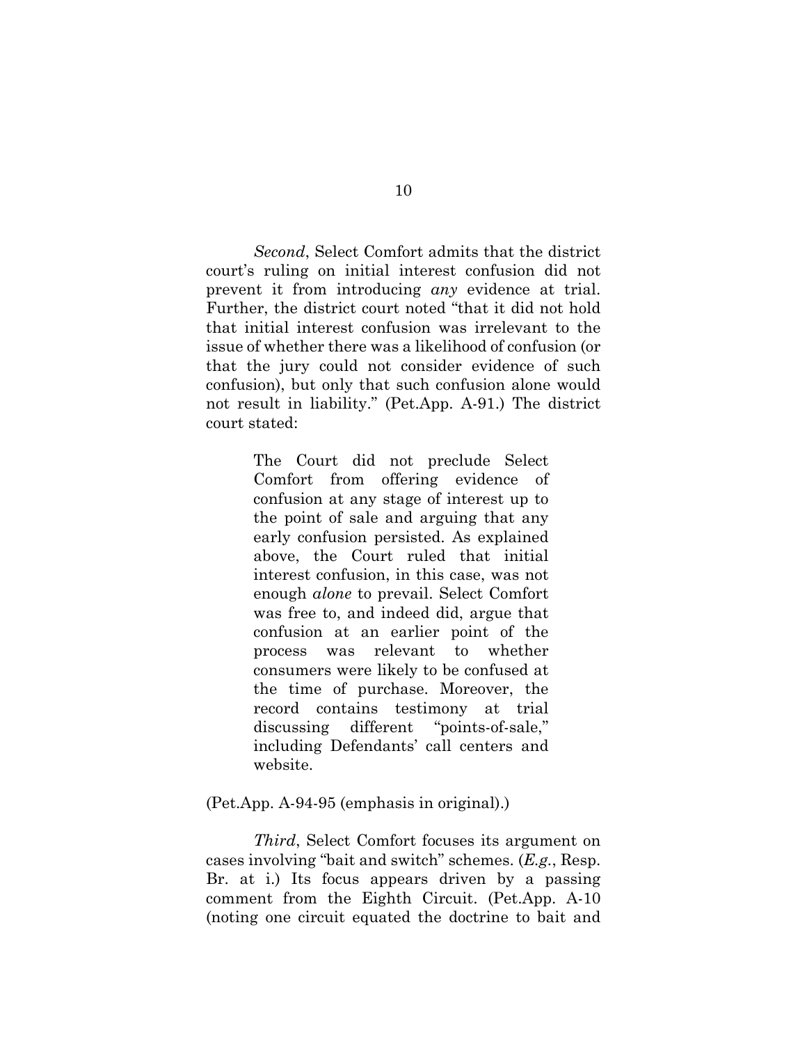*Second*, Select Comfort admits that the district court's ruling on initial interest confusion did not prevent it from introducing *any* evidence at trial. Further, the district court noted "that it did not hold that initial interest confusion was irrelevant to the issue of whether there was a likelihood of confusion (or that the jury could not consider evidence of such confusion), but only that such confusion alone would not result in liability." (Pet.App. A-91.) The district court stated:

> The Court did not preclude Select Comfort from offering evidence of confusion at any stage of interest up to the point of sale and arguing that any early confusion persisted. As explained above, the Court ruled that initial interest confusion, in this case, was not enough *alone* to prevail. Select Comfort was free to, and indeed did, argue that confusion at an earlier point of the process was relevant to whether consumers were likely to be confused at the time of purchase. Moreover, the record contains testimony at trial discussing different "points-of-sale," including Defendants' call centers and website.

(Pet.App. A-94-95 (emphasis in original).)

*Third*, Select Comfort focuses its argument on cases involving "bait and switch" schemes. (*E.g.*, Resp. Br. at i.) Its focus appears driven by a passing comment from the Eighth Circuit. (Pet.App. A-10 (noting one circuit equated the doctrine to bait and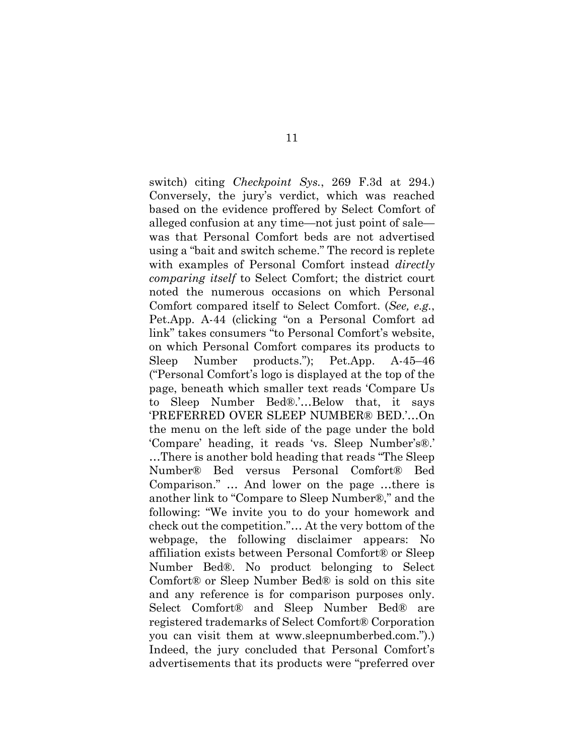switch) citing *Checkpoint Sys.*, 269 F.3d at 294.) Conversely, the jury's verdict, which was reached based on the evidence proffered by Select Comfort of alleged confusion at any time—not just point of sale—was that Personal Comfort beds are not advertised using a "bait and switch scheme." The record is replete with examples of Personal Comfort instead *directly comparing itself* to Select Comfort; the district court noted the numerous occasions on which Personal Comfort compared itself to Select Comfort. (*See, e.g.*, Pet.App. A-44 (clicking "on a Personal Comfort ad link" takes consumers "to Personal Comfort's website, on which Personal Comfort compares its products to Sleep Number products."); Pet.App. A-45–46 ("Personal Comfort's logo is displayed at the top of the page, beneath which smaller text reads 'Compare Us to Sleep Number Bed®.'…Below that, it says 'PREFERRED OVER SLEEP NUMBER® BED.'…On the menu on the left side of the page under the bold 'Compare' heading, it reads 'vs. Sleep Number's®.' …There is another bold heading that reads "The Sleep Number® Bed versus Personal Comfort® Bed Comparison." … And lower on the page …there is another link to "Compare to Sleep Number®," and the following: "We invite you to do your homework and check out the competition."… At the very bottom of the webpage, the following disclaimer appears: No affiliation exists between Personal Comfort® or Sleep Number Bed®. No product belonging to Select Comfort® or Sleep Number Bed® is sold on this site and any reference is for comparison purposes only. Select Comfort® and Sleep Number Bed® are registered trademarks of Select Comfort® Corporation you can visit them at www.sleepnumberbed.com.").) Indeed, the jury concluded that Personal Comfort's advertisements that its products were "preferred over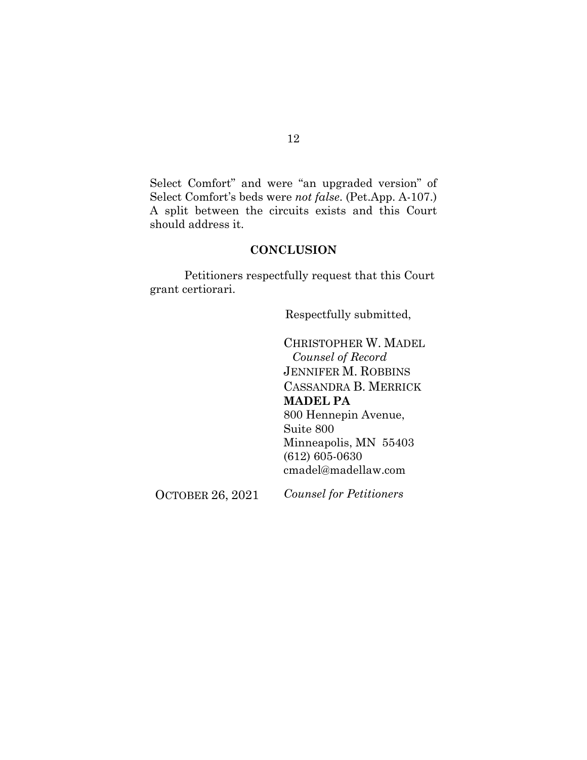Select Comfort" and were "an upgraded version" of Select Comfort's beds were *not false*. (Pet.App. A-107.) A split between the circuits exists and this Court should address it.

## CONCLUSION

Petitioners respectfully request that this Court grant certiorari.

Respectfully submitted,

CHRISTOPHER W. MADEL
*Counsel of Record*
JENNIFER M. ROBBINS
CASSANDRA B. MERRICK
**MADEL PA**
800 Hennepin Avenue,
Suite 800
Minneapolis, MN 55403
(612) 605-0630
cmadel@madellaw.com

OCTOBER 26, 2021

*Counsel for Petitioners*